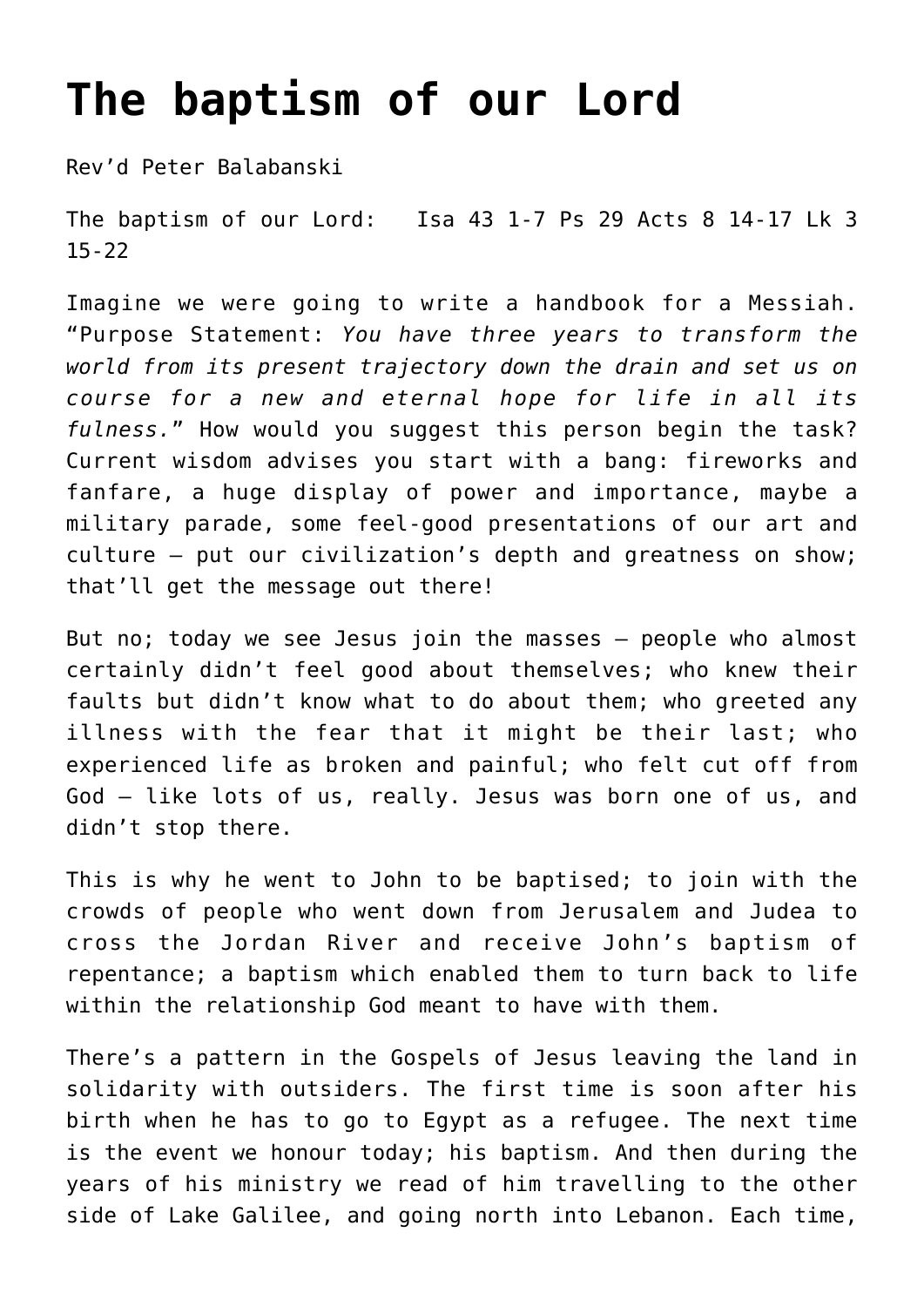# The baptism of our Lord

Rev'd Peter Balabanski

The baptism of our Lord: Isa 43 1-7 Ps 29 Acts 8 14-17 Lk 3 15-22

Imagine we were going to write a handbook for a Messiah. "Purpose Statement: *You have three years to transform the world from its present trajectory down the drain and set us on course for a new and eternal hope for life in all its fulness.*" How would you suggest this person begin the task? Current wisdom advises you start with a bang: fireworks and fanfare, a huge display of power and importance, maybe a military parade, some feel-good presentations of our art and culture – put our civilization's depth and greatness on show; that'll get the message out there!

But no; today we see Jesus join the masses – people who almost certainly didn't feel good about themselves; who knew their faults but didn't know what to do about them; who greeted any illness with the fear that it might be their last; who experienced life as broken and painful; who felt cut off from God – like lots of us, really. Jesus was born one of us, and didn't stop there.

This is why he went to John to be baptised; to join with the crowds of people who went down from Jerusalem and Judea to cross the Jordan River and receive John's baptism of repentance; a baptism which enabled them to turn back to life within the relationship God meant to have with them.

There's a pattern in the Gospels of Jesus leaving the land in solidarity with outsiders. The first time is soon after his birth when he has to go to Egypt as a refugee. The next time is the event we honour today; his baptism. And then during the years of his ministry we read of him travelling to the other side of Lake Galilee, and going north into Lebanon. Each time,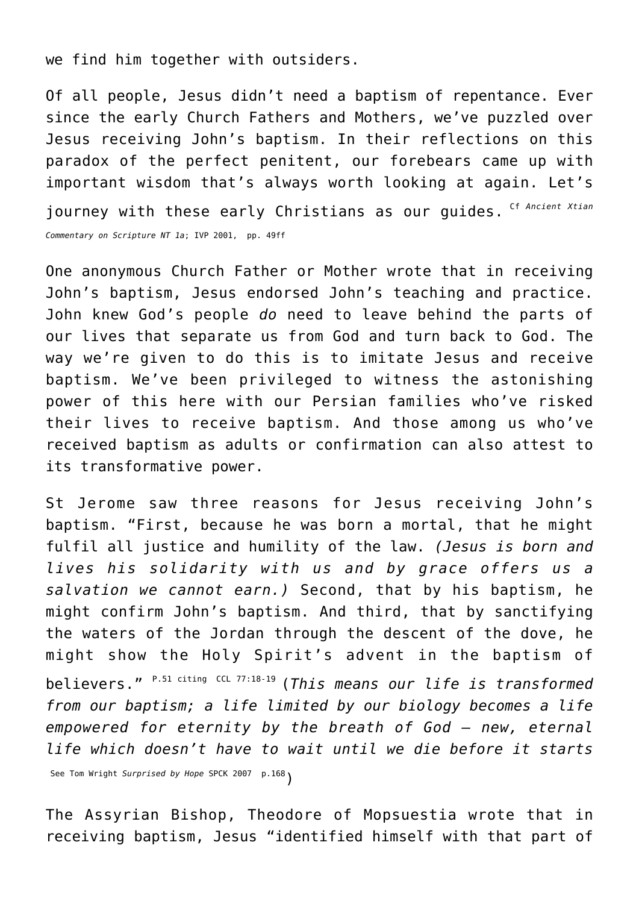we find him together with outsiders.

Of all people, Jesus didn't need a baptism of repentance. Ever since the early Church Fathers and Mothers, we've puzzled over Jesus receiving John's baptism. In their reflections on this paradox of the perfect penitent, our forebears came up with important wisdom that's always worth looking at again. Let's journey with these early Christians as our guides. [Cf *Ancient Xtian Commentary on Scripture NT 1a*; IVP 2001, pp. 49ff]

One anonymous Church Father or Mother wrote that in receiving John's baptism, Jesus endorsed John's teaching and practice. John knew God's people *do* need to leave behind the parts of our lives that separate us from God and turn back to God. The way we're given to do this is to imitate Jesus and receive baptism. We've been privileged to witness the astonishing power of this here with our Persian families who've risked their lives to receive baptism. And those among us who've received baptism as adults or confirmation can also attest to its transformative power.

St Jerome saw three reasons for Jesus receiving John's baptism. "First, because he was born a mortal, that he might fulfil all justice and humility of the law. *(Jesus is born and lives his solidarity with us and by grace offers us a salvation we cannot earn.)* Second, that by his baptism, he might confirm John's baptism. And third, that by sanctifying the waters of the Jordan through the descent of the dove, he might show the Holy Spirit's advent in the baptism of believers." [P.51 citing CCL 77:18-19] (*This means our life is transformed from our baptism; a life limited by our biology becomes a life empowered for eternity by the breath of God – new, eternal life which doesn't have to wait until we die before it starts* [See Tom Wright *Surprised by Hope* SPCK 2007 p.168])

The Assyrian Bishop, Theodore of Mopsuestia wrote that in receiving baptism, Jesus "identified himself with that part of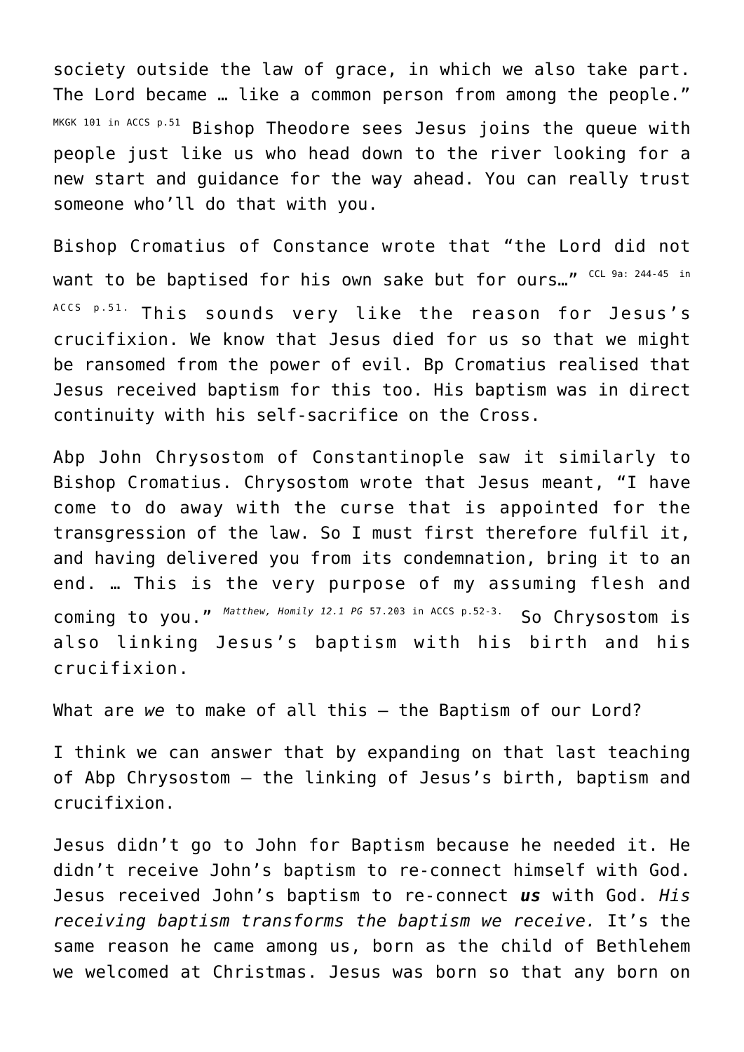society outside the law of grace, in which we also take part. The Lord became … like a common person from among the people." [MKGK 101 in ACCS p.51] Bishop Theodore sees Jesus joins the queue with people just like us who head down to the river looking for a new start and guidance for the way ahead. You can really trust someone who'll do that with you.

Bishop Cromatius of Constance wrote that "the Lord did not want to be baptised for his own sake but for ours…" [CCL 9a: 244-45 in ACCS p.51.] This sounds very like the reason for Jesus's crucifixion. We know that Jesus died for us so that we might be ransomed from the power of evil. Bp Cromatius realised that Jesus received baptism for this too. His baptism was in direct continuity with his self-sacrifice on the Cross.

Abp John Chrysostom of Constantinople saw it similarly to Bishop Cromatius. Chrysostom wrote that Jesus meant, "I have come to do away with the curse that is appointed for the transgression of the law. So I must first therefore fulfil it, and having delivered you from its condemnation, bring it to an end. … This is the very purpose of my assuming flesh and coming to you." [*Matthew, Homily 12.1 PG* 57.203 in ACCS p.52-3.] So Chrysostom is also linking Jesus's baptism with his birth and his crucifixion.

What are *we* to make of all this – the Baptism of our Lord?

I think we can answer that by expanding on that last teaching of Abp Chrysostom – the linking of Jesus's birth, baptism and crucifixion.

Jesus didn't go to John for Baptism because he needed it. He didn't receive John's baptism to re-connect himself with God. Jesus received John's baptism to re-connect ***us*** with God. *His receiving baptism transforms the baptism we receive.* It's the same reason he came among us, born as the child of Bethlehem we welcomed at Christmas. Jesus was born so that any born on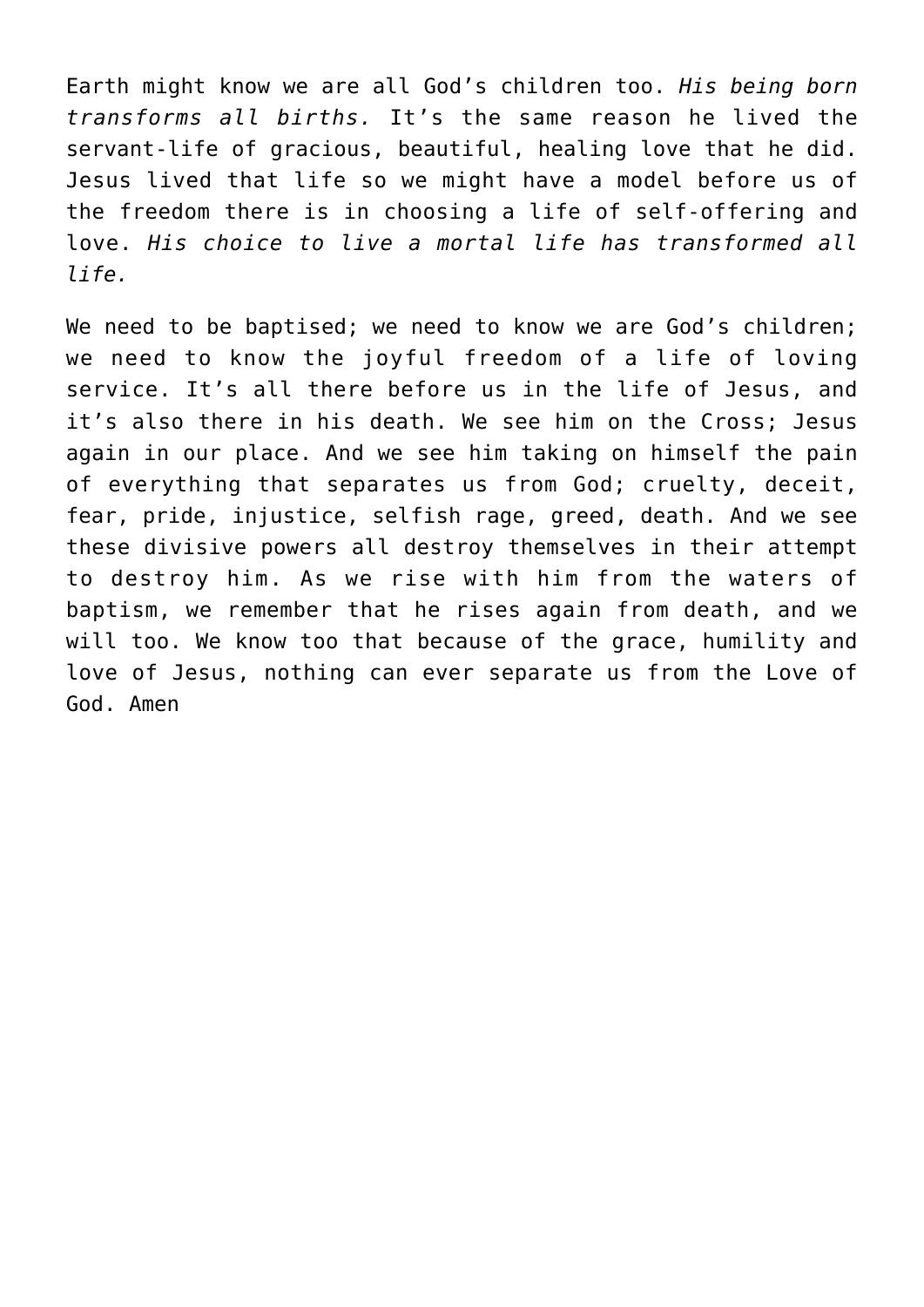Earth might know we are all God's children too. *His being born transforms all births.* It's the same reason he lived the servant-life of gracious, beautiful, healing love that he did. Jesus lived that life so we might have a model before us of the freedom there is in choosing a life of self-offering and love. *His choice to live a mortal life has transformed all life.*

We need to be baptised; we need to know we are God's children; we need to know the joyful freedom of a life of loving service. It's all there before us in the life of Jesus, and it's also there in his death. We see him on the Cross; Jesus again in our place. And we see him taking on himself the pain of everything that separates us from God; cruelty, deceit, fear, pride, injustice, selfish rage, greed, death. And we see these divisive powers all destroy themselves in their attempt to destroy him. As we rise with him from the waters of baptism, we remember that he rises again from death, and we will too. We know too that because of the grace, humility and love of Jesus, nothing can ever separate us from the Love of God. Amen